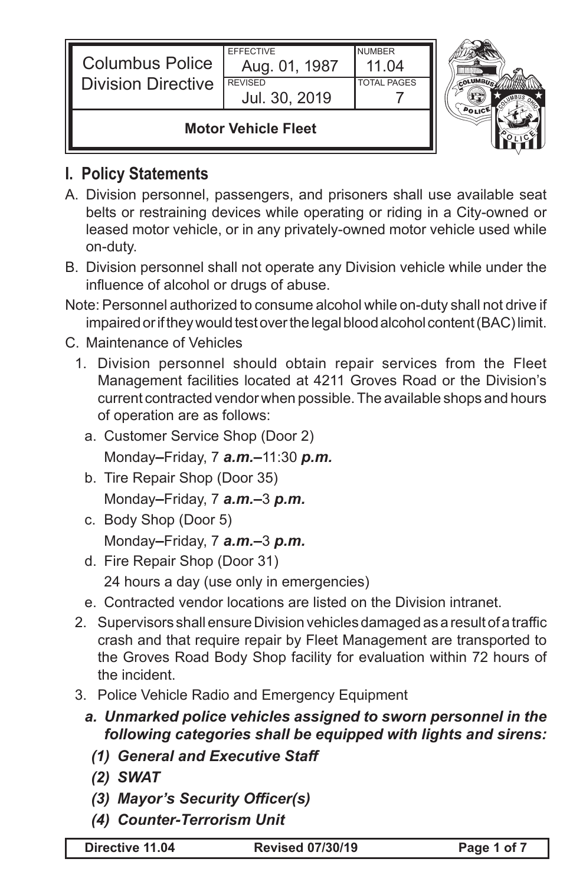| Columbus Police Division Directive | EFFECTIVE<br>Aug. 01, 1987 | NUMBER<br>11.04 |
| --- | --- | --- |
| | REVISED<br>Jul. 30, 2019 | TOTAL PAGES<br>7 |
| **Motor Vehicle Fleet** | | |

## I. Policy Statements

A. Division personnel, passengers, and prisoners shall use available seat belts or restraining devices while operating or riding in a City-owned or leased motor vehicle, or in any privately-owned motor vehicle used while on-duty.

B. Division personnel shall not operate any Division vehicle while under the influence of alcohol or drugs of abuse.

Note: Personnel authorized to consume alcohol while on-duty shall not drive if impaired or if they would test over the legal blood alcohol content (BAC) limit.

C. Maintenance of Vehicles

1. Division personnel should obtain repair services from the Fleet Management facilities located at 4211 Groves Road or the Division's current contracted vendor when possible. The available shops and hours of operation are as follows:
   a. Customer Service Shop (Door 2)
      Monday**–**Friday, 7 ***a.m.*****–**11:30 ***p.m.***
   b. Tire Repair Shop (Door 35)
      Monday**–**Friday, 7 ***a.m.*****–**3 ***p.m.***
   c. Body Shop (Door 5)
      Monday**–**Friday, 7 ***a.m.*****–**3 ***p.m.***
   d. Fire Repair Shop (Door 31)
      24 hours a day (use only in emergencies)
   e. Contracted vendor locations are listed on the Division intranet.
2. Supervisors shall ensure Division vehicles damaged as a result of a traffic crash and that require repair by Fleet Management are transported to the Groves Road Body Shop facility for evaluation within 72 hours of the incident.
3. Police Vehicle Radio and Emergency Equipment
   ***a. Unmarked police vehicles assigned to sworn personnel in the following categories shall be equipped with lights and sirens:***
      ***(1) General and Executive Staff***
      ***(2) SWAT***
      ***(3) Mayor's Security Officer(s)***
      ***(4) Counter-Terrorism Unit***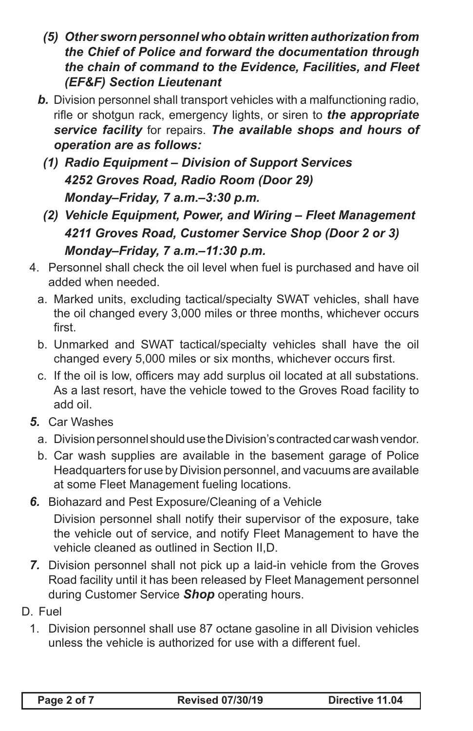*(5) Other sworn personnel who obtain written authorization from the Chief of Police and forward the documentation through the chain of command to the Evidence, Facilities, and Fleet (EF&F) Section Lieutenant*

***b.*** Division personnel shall transport vehicles with a malfunctioning radio, rifle or shotgun rack, emergency lights, or siren to ***the appropriate service facility*** for repairs. ***The available shops and hours of operation are as follows:***

***(1) Radio Equipment – Division of Support Services***
***4252 Groves Road, Radio Room (Door 29)***
***Monday–Friday, 7 a.m.–3:30 p.m.***

***(2) Vehicle Equipment, Power, and Wiring – Fleet Management***
***4211 Groves Road, Customer Service Shop (Door 2 or 3)***
***Monday–Friday, 7 a.m.–11:30 p.m.***

4. Personnel shall check the oil level when fuel is purchased and have oil added when needed.
   a. Marked units, excluding tactical/specialty SWAT vehicles, shall have the oil changed every 3,000 miles or three months, whichever occurs first.
   b. Unmarked and SWAT tactical/specialty vehicles shall have the oil changed every 5,000 miles or six months, whichever occurs first.
   c. If the oil is low, officers may add surplus oil located at all substations. As a last resort, have the vehicle towed to the Groves Road facility to add oil.

***5.*** Car Washes
   a. Division personnel should use the Division's contracted car wash vendor.
   b. Car wash supplies are available in the basement garage of Police Headquarters for use by Division personnel, and vacuums are available at some Fleet Management fueling locations.

***6.*** Biohazard and Pest Exposure/Cleaning of a Vehicle

Division personnel shall notify their supervisor of the exposure, take the vehicle out of service, and notify Fleet Management to have the vehicle cleaned as outlined in Section II,D.

***7.*** Division personnel shall not pick up a laid-in vehicle from the Groves Road facility until it has been released by Fleet Management personnel during Customer Service ***Shop*** operating hours.

D. Fuel

1. Division personnel shall use 87 octane gasoline in all Division vehicles unless the vehicle is authorized for use with a different fuel.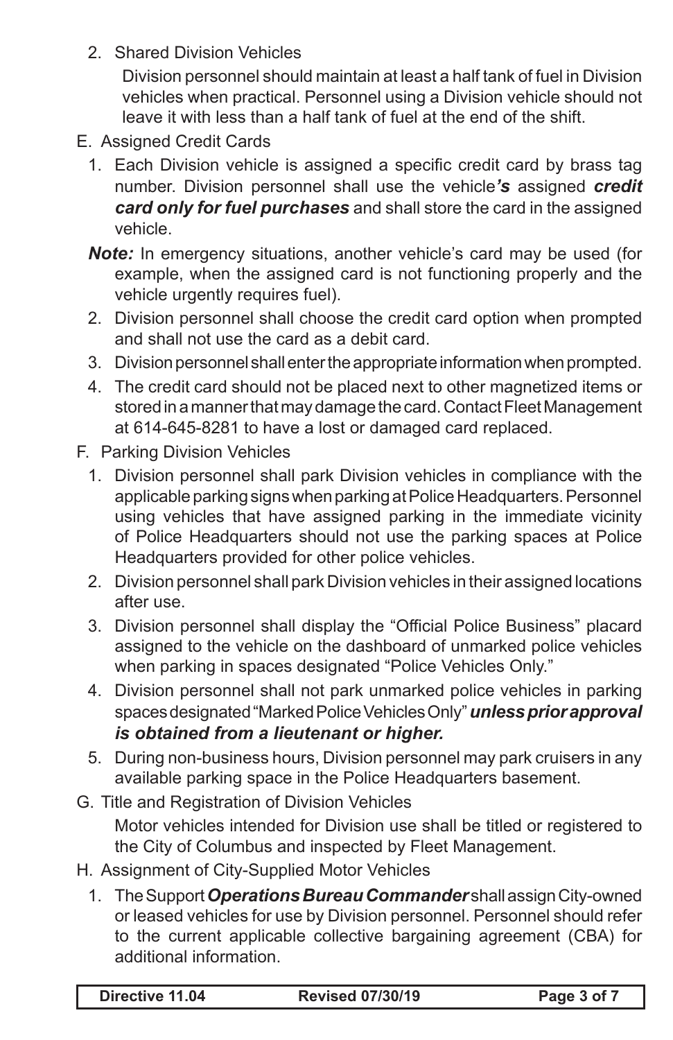2. Shared Division Vehicles

   Division personnel should maintain at least a half tank of fuel in Division vehicles when practical. Personnel using a Division vehicle should not leave it with less than a half tank of fuel at the end of the shift.

E. Assigned Credit Cards

   1. Each Division vehicle is assigned a specific credit card by brass tag number. Division personnel shall use the vehicle***'s*** assigned ***credit card only for fuel purchases*** and shall store the card in the assigned vehicle.

   ***Note:*** In emergency situations, another vehicle's card may be used (for example, when the assigned card is not functioning properly and the vehicle urgently requires fuel).

   2. Division personnel shall choose the credit card option when prompted and shall not use the card as a debit card.
   3. Division personnel shall enter the appropriate information when prompted.
   4. The credit card should not be placed next to other magnetized items or stored in a manner that may damage the card. Contact Fleet Management at 614-645-8281 to have a lost or damaged card replaced.

F. Parking Division Vehicles

   1. Division personnel shall park Division vehicles in compliance with the applicable parking signs when parking at Police Headquarters. Personnel using vehicles that have assigned parking in the immediate vicinity of Police Headquarters should not use the parking spaces at Police Headquarters provided for other police vehicles.
   2. Division personnel shall park Division vehicles in their assigned locations after use.
   3. Division personnel shall display the "Official Police Business" placard assigned to the vehicle on the dashboard of unmarked police vehicles when parking in spaces designated "Police Vehicles Only."
   4. Division personnel shall not park unmarked police vehicles in parking spaces designated "Marked Police Vehicles Only" ***unless prior approval is obtained from a lieutenant or higher.***
   5. During non-business hours, Division personnel may park cruisers in any available parking space in the Police Headquarters basement.

G. Title and Registration of Division Vehicles

   Motor vehicles intended for Division use shall be titled or registered to the City of Columbus and inspected by Fleet Management.

H. Assignment of City-Supplied Motor Vehicles

   1. The Support ***Operations Bureau Commander*** shall assign City-owned or leased vehicles for use by Division personnel. Personnel should refer to the current applicable collective bargaining agreement (CBA) for additional information.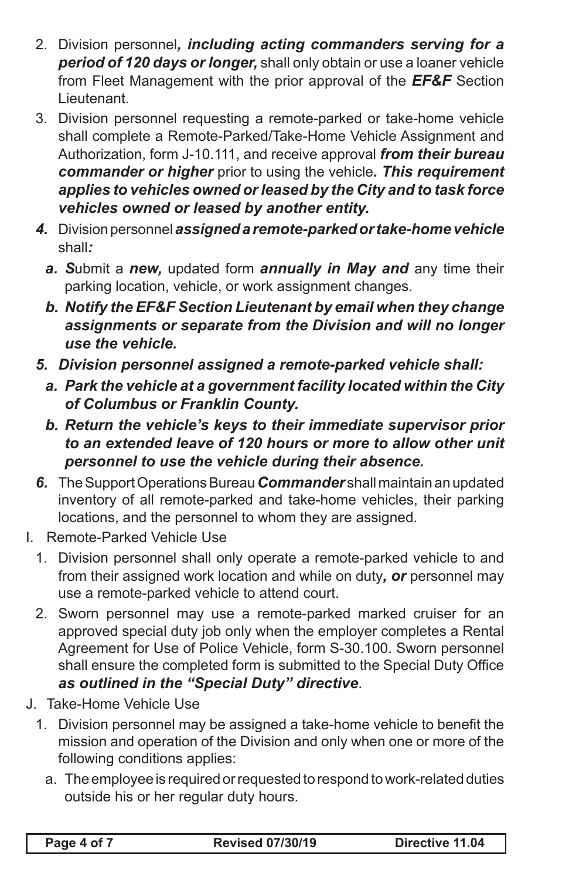2. Division personnel***, including acting commanders serving for a period of 120 days or longer,*** shall only obtain or use a loaner vehicle from Fleet Management with the prior approval of the ***EF&F*** Section Lieutenant.
3. Division personnel requesting a remote-parked or take-home vehicle shall complete a Remote-Parked/Take-Home Vehicle Assignment and Authorization, form J-10.111, and receive approval ***from their bureau commander or higher*** prior to using the vehicle***. This requirement applies to vehicles owned or leased by the City and to task force vehicles owned or leased by another entity.***
4. Division personnel ***assigned a remote-parked or take-home vehicle*** shall***:***
   a. ***S***ubmit a ***new,*** updated form ***annually in May and*** any time their parking location, vehicle, or work assignment changes.
   b. ***Notify the EF&F Section Lieutenant by email when they change assignments or separate from the Division and will no longer use the vehicle.***
5. ***Division personnel assigned a remote-parked vehicle shall:***
   a. ***Park the vehicle at a government facility located within the City of Columbus or Franklin County.***
   b. ***Return the vehicle's keys to their immediate supervisor prior to an extended leave of 120 hours or more to allow other unit personnel to use the vehicle during their absence.***
6. The Support Operations Bureau ***Commander*** shall maintain an updated inventory of all remote-parked and take-home vehicles, their parking locations, and the personnel to whom they are assigned.

I. Remote-Parked Vehicle Use
   1. Division personnel shall only operate a remote-parked vehicle to and from their assigned work location and while on duty***, or*** personnel may use a remote-parked vehicle to attend court.
   2. Sworn personnel may use a remote-parked marked cruiser for an approved special duty job only when the employer completes a Rental Agreement for Use of Police Vehicle, form S-30.100. Sworn personnel shall ensure the completed form is submitted to the Special Duty Office ***as outlined in the "Special Duty" directive***.

J. Take-Home Vehicle Use
   1. Division personnel may be assigned a take-home vehicle to benefit the mission and operation of the Division and only when one or more of the following conditions applies:
      a. The employee is required or requested to respond to work-related duties outside his or her regular duty hours.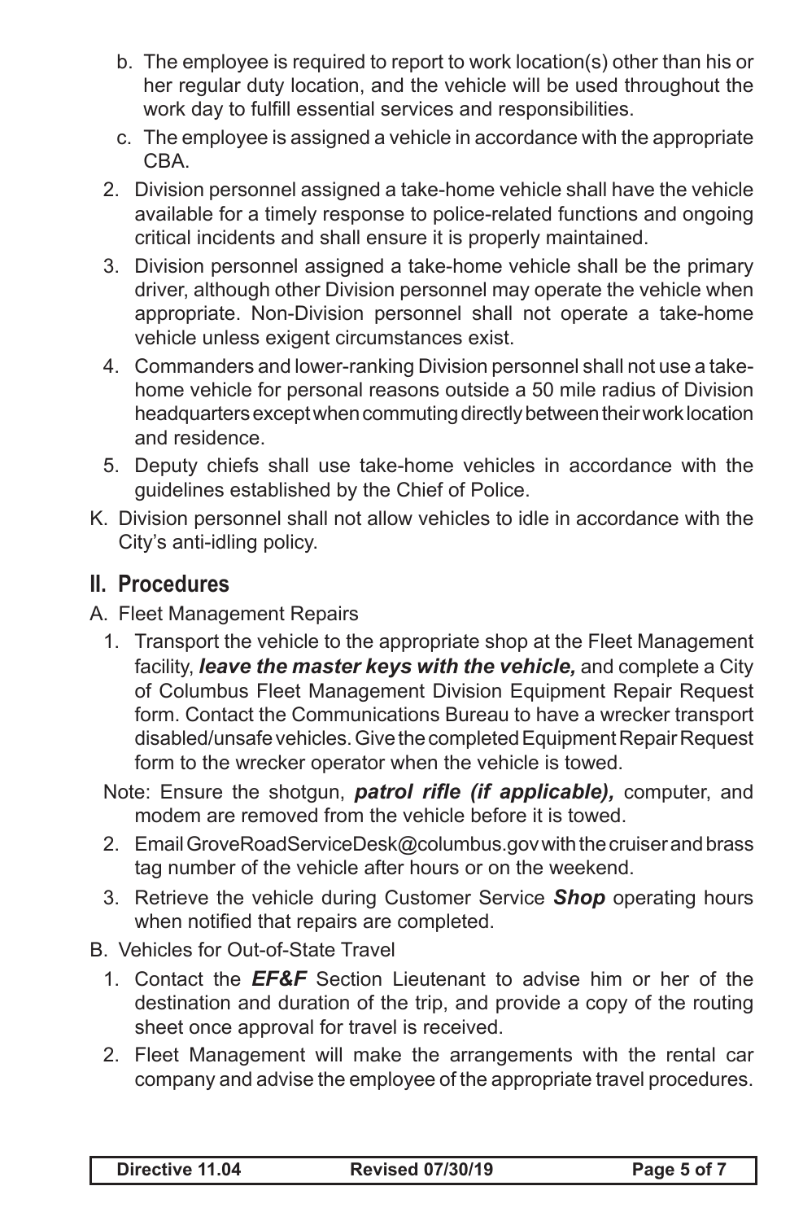b. The employee is required to report to work location(s) other than his or her regular duty location, and the vehicle will be used throughout the work day to fulfill essential services and responsibilities.

c. The employee is assigned a vehicle in accordance with the appropriate CBA.

2. Division personnel assigned a take-home vehicle shall have the vehicle available for a timely response to police-related functions and ongoing critical incidents and shall ensure it is properly maintained.

3. Division personnel assigned a take-home vehicle shall be the primary driver, although other Division personnel may operate the vehicle when appropriate. Non-Division personnel shall not operate a take-home vehicle unless exigent circumstances exist.

4. Commanders and lower-ranking Division personnel shall not use a take-home vehicle for personal reasons outside a 50 mile radius of Division headquarters except when commuting directly between their work location and residence.

5. Deputy chiefs shall use take-home vehicles in accordance with the guidelines established by the Chief of Police.

K. Division personnel shall not allow vehicles to idle in accordance with the City's anti-idling policy.

## II. Procedures

A. Fleet Management Repairs

1. Transport the vehicle to the appropriate shop at the Fleet Management facility, ***leave the master keys with the vehicle,*** and complete a City of Columbus Fleet Management Division Equipment Repair Request form. Contact the Communications Bureau to have a wrecker transport disabled/unsafe vehicles. Give the completed Equipment Repair Request form to the wrecker operator when the vehicle is towed.

Note: Ensure the shotgun, ***patrol rifle (if applicable),*** computer, and modem are removed from the vehicle before it is towed.

2. Email GroveRoadServiceDesk@columbus.gov with the cruiser and brass tag number of the vehicle after hours or on the weekend.

3. Retrieve the vehicle during Customer Service ***Shop*** operating hours when notified that repairs are completed.

B. Vehicles for Out-of-State Travel

1. Contact the ***EF&F*** Section Lieutenant to advise him or her of the destination and duration of the trip, and provide a copy of the routing sheet once approval for travel is received.

2. Fleet Management will make the arrangements with the rental car company and advise the employee of the appropriate travel procedures.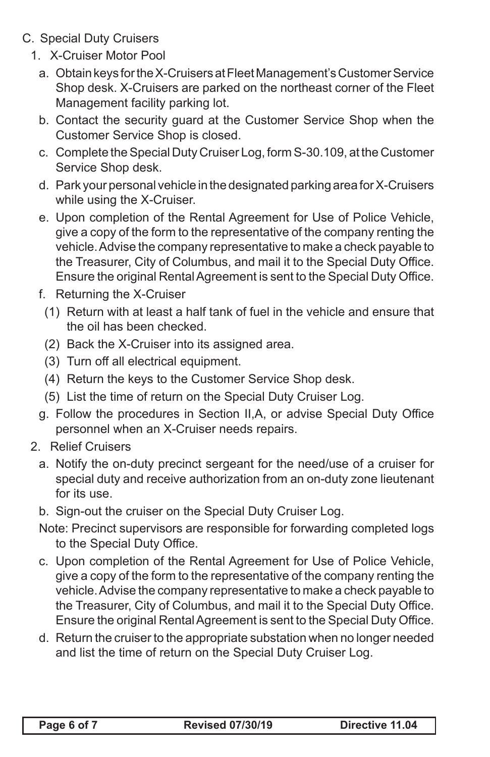C. Special Duty Cruisers

1. X-Cruiser Motor Pool

   a. Obtain keys for the X-Cruisers at Fleet Management's Customer Service Shop desk. X-Cruisers are parked on the northeast corner of the Fleet Management facility parking lot.

   b. Contact the security guard at the Customer Service Shop when the Customer Service Shop is closed.

   c. Complete the Special Duty Cruiser Log, form S-30.109, at the Customer Service Shop desk.

   d. Park your personal vehicle in the designated parking area for X-Cruisers while using the X-Cruiser.

   e. Upon completion of the Rental Agreement for Use of Police Vehicle, give a copy of the form to the representative of the company renting the vehicle. Advise the company representative to make a check payable to the Treasurer, City of Columbus, and mail it to the Special Duty Office. Ensure the original Rental Agreement is sent to the Special Duty Office.

   f. Returning the X-Cruiser

      (1) Return with at least a half tank of fuel in the vehicle and ensure that the oil has been checked.

      (2) Back the X-Cruiser into its assigned area.

      (3) Turn off all electrical equipment.

      (4) Return the keys to the Customer Service Shop desk.

      (5) List the time of return on the Special Duty Cruiser Log.

   g. Follow the procedures in Section II,A, or advise Special Duty Office personnel when an X-Cruiser needs repairs.

2. Relief Cruisers

   a. Notify the on-duty precinct sergeant for the need/use of a cruiser for special duty and receive authorization from an on-duty zone lieutenant for its use.

   b. Sign-out the cruiser on the Special Duty Cruiser Log.

   Note: Precinct supervisors are responsible for forwarding completed logs to the Special Duty Office.

   c. Upon completion of the Rental Agreement for Use of Police Vehicle, give a copy of the form to the representative of the company renting the vehicle. Advise the company representative to make a check payable to the Treasurer, City of Columbus, and mail it to the Special Duty Office. Ensure the original Rental Agreement is sent to the Special Duty Office.

   d. Return the cruiser to the appropriate substation when no longer needed and list the time of return on the Special Duty Cruiser Log.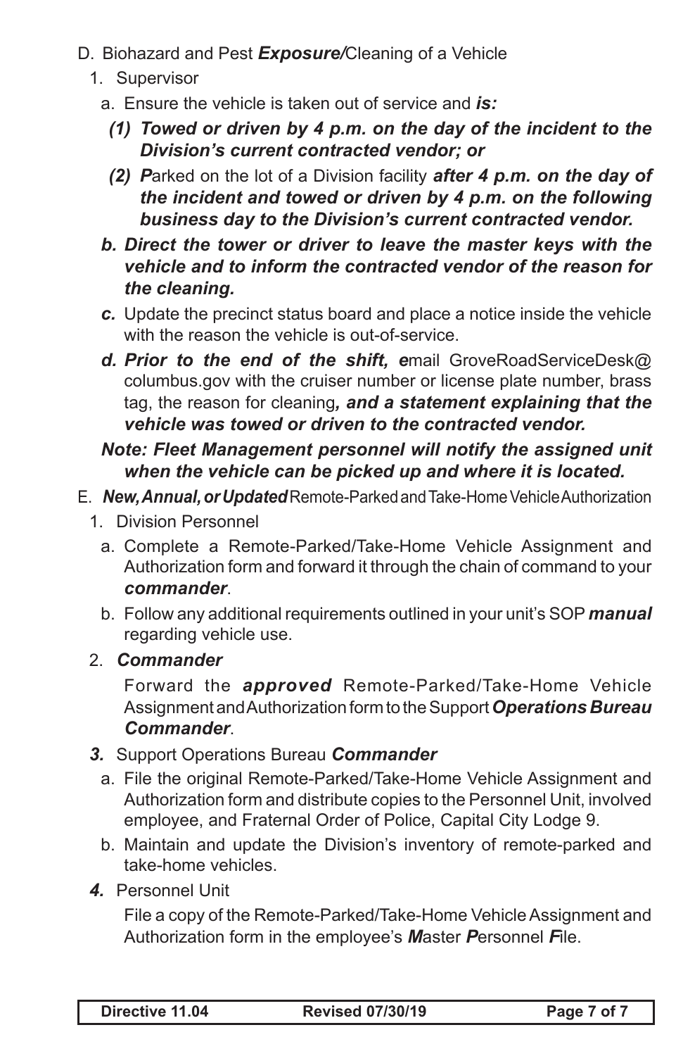D. Biohazard and Pest ***Exposure/***Cleaning of a Vehicle

1. Supervisor

   a. Ensure the vehicle is taken out of service and ***is:***

      ***(1) Towed or driven by 4 p.m. on the day of the incident to the Division's current contracted vendor; or***

      ***(2) P***arked on the lot of a Division facility ***after 4 p.m. on the day of the incident and towed or driven by 4 p.m. on the following business day to the Division's current contracted vendor.***

   ***b. Direct the tower or driver to leave the master keys with the vehicle and to inform the contracted vendor of the reason for the cleaning.***

   ***c.*** Update the precinct status board and place a notice inside the vehicle with the reason the vehicle is out-of-service.

   ***d. Prior to the end of the shift, e***mail GroveRoadServiceDesk@columbus.gov with the cruiser number or license plate number, brass tag, the reason for cleaning***, and a statement explaining that the vehicle was towed or driven to the contracted vendor.***

   ***Note: Fleet Management personnel will notify the assigned unit when the vehicle can be picked up and where it is located.***

E. ***New, Annual, or Updated*** Remote-Parked and Take-Home Vehicle Authorization

1. Division Personnel

   a. Complete a Remote-Parked/Take-Home Vehicle Assignment and Authorization form and forward it through the chain of command to your ***commander***.

   b. Follow any additional requirements outlined in your unit's SOP ***manual*** regarding vehicle use.

2. ***Commander***

   Forward the ***approved*** Remote-Parked/Take-Home Vehicle Assignment and Authorization form to the Support ***Operations Bureau Commander***.

***3.*** Support Operations Bureau ***Commander***

   a. File the original Remote-Parked/Take-Home Vehicle Assignment and Authorization form and distribute copies to the Personnel Unit, involved employee, and Fraternal Order of Police, Capital City Lodge 9.

   b. Maintain and update the Division's inventory of remote-parked and take-home vehicles.

***4.*** Personnel Unit

   File a copy of the Remote-Parked/Take-Home Vehicle Assignment and Authorization form in the employee's ***M***aster ***P***ersonnel ***F***ile.